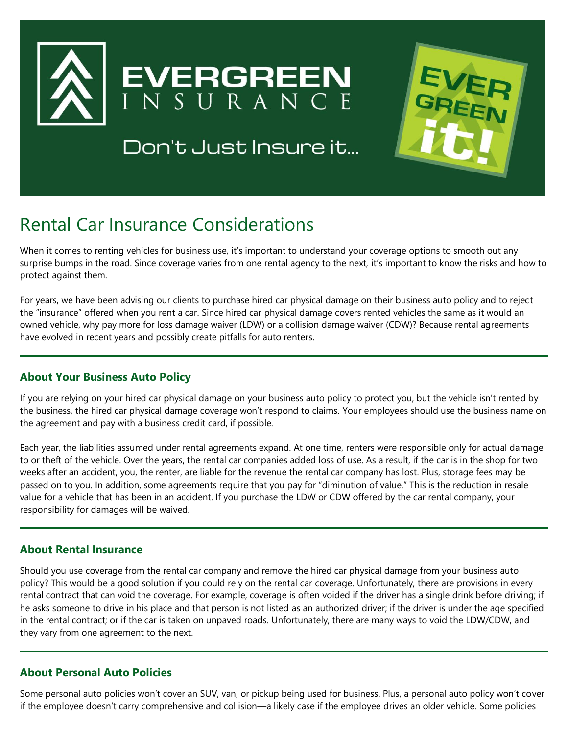# EVERGREEN INSURANCE

Don't Just Insure it...

EVER GREEN it!

## Rental Car Insurance Considerations

When it comes to renting vehicles for business use, it's important to understand your coverage options to smooth out any surprise bumps in the road. Since coverage varies from one rental agency to the next, it's important to know the risks and how to protect against them.

For years, we have been advising our clients to purchase hired car physical damage on their business auto policy and to reject the "insurance" offered when you rent a car. Since hired car physical damage covers rented vehicles the same as it would an owned vehicle, why pay more for loss damage waiver (LDW) or a collision damage waiver (CDW)? Because rental agreements have evolved in recent years and possibly create pitfalls for auto renters.

### About Your Business Auto Policy

If you are relying on your hired car physical damage on your business auto policy to protect you, but the vehicle isn't rented by the business, the hired car physical damage coverage won't respond to claims. Your employees should use the business name on the agreement and pay with a business credit card, if possible.

Each year, the liabilities assumed under rental agreements expand. At one time, renters were responsible only for actual damage to or theft of the vehicle. Over the years, the rental car companies added loss of use. As a result, if the car is in the shop for two weeks after an accident, you, the renter, are liable for the revenue the rental car company has lost. Plus, storage fees may be passed on to you. In addition, some agreements require that you pay for "diminution of value." This is the reduction in resale value for a vehicle that has been in an accident. If you purchase the LDW or CDW offered by the car rental company, your responsibility for damages will be waived.

### About Rental Insurance

Should you use coverage from the rental car company and remove the hired car physical damage from your business auto policy? This would be a good solution if you could rely on the rental car coverage. Unfortunately, there are provisions in every rental contract that can void the coverage. For example, coverage is often voided if the driver has a single drink before driving; if he asks someone to drive in his place and that person is not listed as an authorized driver; if the driver is under the age specified in the rental contract; or if the car is taken on unpaved roads. Unfortunately, there are many ways to void the LDW/CDW, and they vary from one agreement to the next.

### About Personal Auto Policies

Some personal auto policies won't cover an SUV, van, or pickup being used for business. Plus, a personal auto policy won't cover if the employee doesn't carry comprehensive and collision—a likely case if the employee drives an older vehicle. Some policies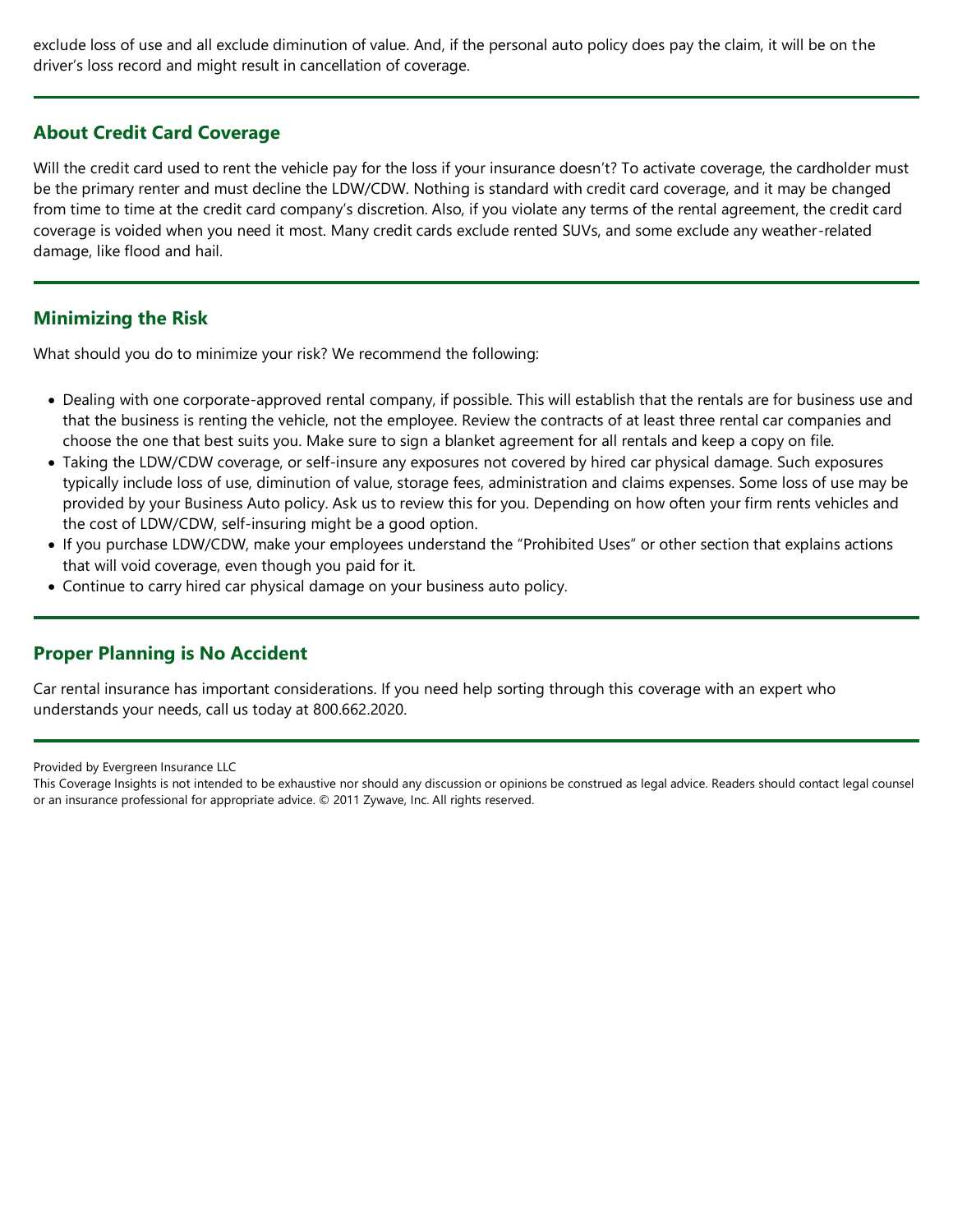exclude loss of use and all exclude diminution of value. And, if the personal auto policy does pay the claim, it will be on the driver's loss record and might result in cancellation of coverage.

## About Credit Card Coverage

Will the credit card used to rent the vehicle pay for the loss if your insurance doesn't? To activate coverage, the cardholder must be the primary renter and must decline the LDW/CDW. Nothing is standard with credit card coverage, and it may be changed from time to time at the credit card company's discretion. Also, if you violate any terms of the rental agreement, the credit card coverage is voided when you need it most. Many credit cards exclude rented SUVs, and some exclude any weather-related damage, like flood and hail.

## Minimizing the Risk

What should you do to minimize your risk? We recommend the following:

- Dealing with one corporate-approved rental company, if possible. This will establish that the rentals are for business use and that the business is renting the vehicle, not the employee. Review the contracts of at least three rental car companies and choose the one that best suits you. Make sure to sign a blanket agreement for all rentals and keep a copy on file.
- Taking the LDW/CDW coverage, or self-insure any exposures not covered by hired car physical damage. Such exposures typically include loss of use, diminution of value, storage fees, administration and claims expenses. Some loss of use may be provided by your Business Auto policy. Ask us to review this for you. Depending on how often your firm rents vehicles and the cost of LDW/CDW, self-insuring might be a good option.
- If you purchase LDW/CDW, make your employees understand the "Prohibited Uses" or other section that explains actions that will void coverage, even though you paid for it.
- Continue to carry hired car physical damage on your business auto policy.

## Proper Planning is No Accident

Car rental insurance has important considerations. If you need help sorting through this coverage with an expert who understands your needs, call us today at 800.662.2020.

Provided by Evergreen Insurance LLC

This Coverage Insights is not intended to be exhaustive nor should any discussion or opinions be construed as legal advice. Readers should contact legal counsel or an insurance professional for appropriate advice. © 2011 Zywave, Inc. All rights reserved.